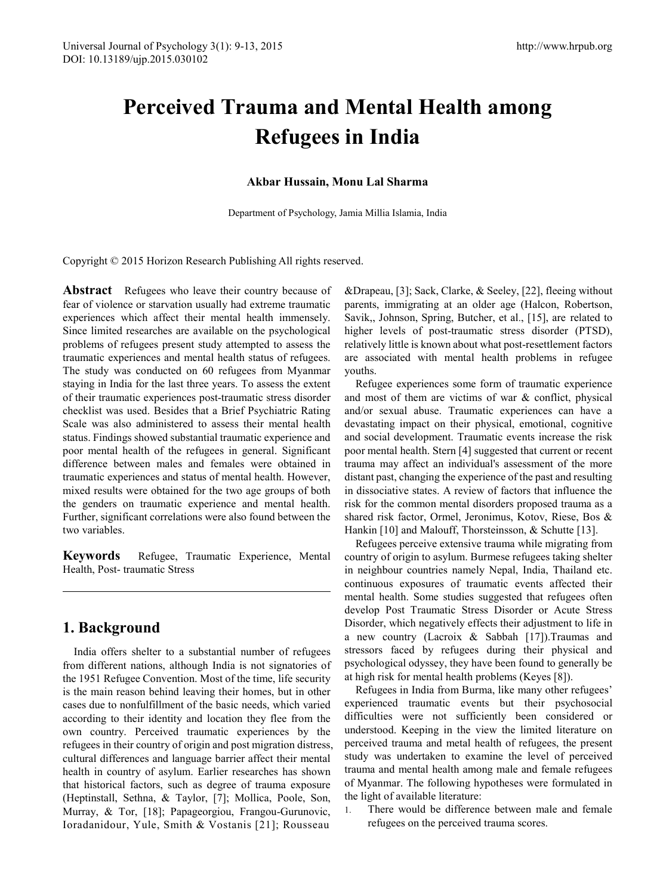# Perceived Trauma and Mental Health among Refugees in India

**Akbar Hussain, Monu Lal Sharma**

Department of Psychology, Jamia Millia Islamia, India

Copyright © 2015 Horizon Research Publishing All rights reserved.

**Abstract** Refugees who leave their country because of fear of violence or starvation usually had extreme traumatic experiences which affect their mental health immensely. Since limited researches are available on the psychological problems of refugees present study attempted to assess the traumatic experiences and mental health status of refugees. The study was conducted on 60 refugees from Myanmar staying in India for the last three years. To assess the extent of their traumatic experiences post-traumatic stress disorder checklist was used. Besides that a Brief Psychiatric Rating Scale was also administered to assess their mental health status. Findings showed substantial traumatic experience and poor mental health of the refugees in general. Significant difference between males and females were obtained in traumatic experiences and status of mental health. However, mixed results were obtained for the two age groups of both the genders on traumatic experience and mental health. Further, significant correlations were also found between the two variables.

**Keywords** Refugee, Traumatic Experience, Mental Health, Post- traumatic Stress

## 1. Background

India offers shelter to a substantial number of refugees from different nations, although India is not signatories of the 1951 Refugee Convention. Most of the time, life security is the main reason behind leaving their homes, but in other cases due to nonfulfillment of the basic needs, which varied according to their identity and location they flee from the own country. Perceived traumatic experiences by the refugees in their country of origin and post migration distress, cultural differences and language barrier affect their mental health in country of asylum. Earlier researches has shown that historical factors, such as degree of trauma exposure (Heptinstall, Sethna, & Taylor, [7]; Mollica, Poole, Son, Murray, & Tor, [18]; Papageorgiou, Frangou-Gurunovic, Ioradanidour, Yule, Smith & Vostanis [21]; Rousseau &Drapeau, [3]; Sack, Clarke, & Seeley, [22], fleeing without parents, immigrating at an older age (Halcon, Robertson, Savik,, Johnson, Spring, Butcher, et al., [15], are related to higher levels of post-traumatic stress disorder (PTSD), relatively little is known about what post-resettlement factors are associated with mental health problems in refugee youths.

Refugee experiences some form of traumatic experience and most of them are victims of war & conflict, physical and/or sexual abuse. Traumatic experiences can have a devastating impact on their physical, emotional, cognitive and social development. Traumatic events increase the risk poor mental health. Stern [4] suggested that current or recent trauma may affect an individual's assessment of the more distant past, changing the experience of the past and resulting in dissociative states. A review of factors that influence the risk for the common mental disorders proposed trauma as a shared risk factor, Ormel, Jeronimus, Kotov, Riese, Bos & Hankin [10] and Malouff, Thorsteinsson, & Schutte [13].

Refugees perceive extensive trauma while migrating from country of origin to asylum. Burmese refugees taking shelter in neighbour countries namely Nepal, India, Thailand etc. continuous exposures of traumatic events affected their mental health. Some studies suggested that refugees often develop Post Traumatic Stress Disorder or Acute Stress Disorder, which negatively effects their adjustment to life in a new country (Lacroix & Sabbah [17]).Traumas and stressors faced by refugees during their physical and psychological odyssey, they have been found to generally be at high risk for mental health problems (Keyes [8]).

Refugees in India from Burma, like many other refugees' experienced traumatic events but their psychosocial difficulties were not sufficiently been considered or understood. Keeping in the view the limited literature on perceived trauma and metal health of refugees, the present study was undertaken to examine the level of perceived trauma and mental health among male and female refugees of Myanmar. The following hypotheses were formulated in the light of available literature:

1. There would be difference between male and female refugees on the perceived trauma scores.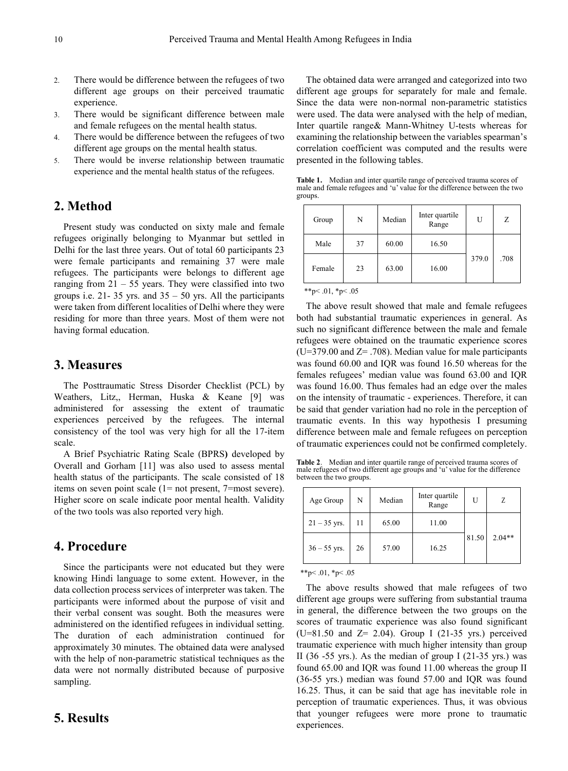2. There would be difference between the refugees of two different age groups on their perceived traumatic experience.
3. There would be significant difference between male and female refugees on the mental health status.
4. There would be difference between the refugees of two different age groups on the mental health status.
5. There would be inverse relationship between traumatic experience and the mental health status of the refugees.

## 2. Method

Present study was conducted on sixty male and female refugees originally belonging to Myanmar but settled in Delhi for the last three years. Out of total 60 participants 23 were female participants and remaining 37 were male refugees. The participants were belongs to different age ranging from 21 – 55 years. They were classified into two groups i.e. 21- 35 yrs. and 35 – 50 yrs. All the participants were taken from different localities of Delhi where they were residing for more than three years. Most of them were not having formal education.

## 3. Measures

The Posttraumatic Stress Disorder Checklist (PCL) by Weathers, Litz,, Herman, Huska & Keane [9] was administered for assessing the extent of traumatic experiences perceived by the refugees. The internal consistency of the tool was very high for all the 17-item scale.

A Brief Psychiatric Rating Scale (BPRS**)** developed by Overall and Gorham [11] was also used to assess mental health status of the participants. The scale consisted of 18 items on seven point scale (1= not present, 7=most severe). Higher score on scale indicate poor mental health. Validity of the two tools was also reported very high.

## 4. Procedure

Since the participants were not educated but they were knowing Hindi language to some extent. However, in the data collection process services of interpreter was taken. The participants were informed about the purpose of visit and their verbal consent was sought. Both the measures were administered on the identified refugees in individual setting. The duration of each administration continued for approximately 30 minutes. The obtained data were analysed with the help of non-parametric statistical techniques as the data were not normally distributed because of purposive sampling.

## 5. Results

The obtained data were arranged and categorized into two different age groups for separately for male and female. Since the data were non-normal non-parametric statistics were used. The data were analysed with the help of median, Inter quartile range& Mann-Whitney U-tests whereas for examining the relationship between the variables spearman's correlation coefficient was computed and the results were presented in the following tables.

**Table 1.** Median and inter quartile range of perceived trauma scores of male and female refugees and 'u' value for the difference between the two groups.

| Group | N | Median | Inter quartile Range | U | Z |
|---|---|---|---|---|---|
| Male | 37 | 60.00 | 16.50 | 379.0 | .708 |
| Female | 23 | 63.00 | 16.00 | | |

**p< .01, *p< .05

The above result showed that male and female refugees both had substantial traumatic experiences in general. As such no significant difference between the male and female refugees were obtained on the traumatic experience scores (U=379.00 and Z= .708). Median value for male participants was found 60.00 and IQR was found 16.50 whereas for the females refugees' median value was found 63.00 and IQR was found 16.00. Thus females had an edge over the males on the intensity of traumatic - experiences. Therefore, it can be said that gender variation had no role in the perception of traumatic events. In this way hypothesis I presuming difference between male and female refugees on perception of traumatic experiences could not be confirmed completely.

**Table 2**. Median and inter quartile range of perceived trauma scores of male refugees of two different age groups and 'u' value for the difference between the two groups.

| Age Group | N | Median | Inter quartile Range | U | Z |
|---|---|---|---|---|---|
| 21 – 35 yrs. | 11 | 65.00 | 11.00 | 81.50 | 2.04** |
| 36 – 55 yrs. | 26 | 57.00 | 16.25 | | |

**p< .01, *p< .05

The above results showed that male refugees of two different age groups were suffering from substantial trauma in general, the difference between the two groups on the scores of traumatic experience was also found significant (U=81.50 and Z= 2.04). Group I (21-35 yrs.) perceived traumatic experience with much higher intensity than group II (36 -55 yrs.). As the median of group I (21-35 yrs.) was found 65.00 and IQR was found 11.00 whereas the group II (36-55 yrs.) median was found 57.00 and IQR was found 16.25. Thus, it can be said that age has inevitable role in perception of traumatic experiences. Thus, it was obvious that younger refugees were more prone to traumatic experiences.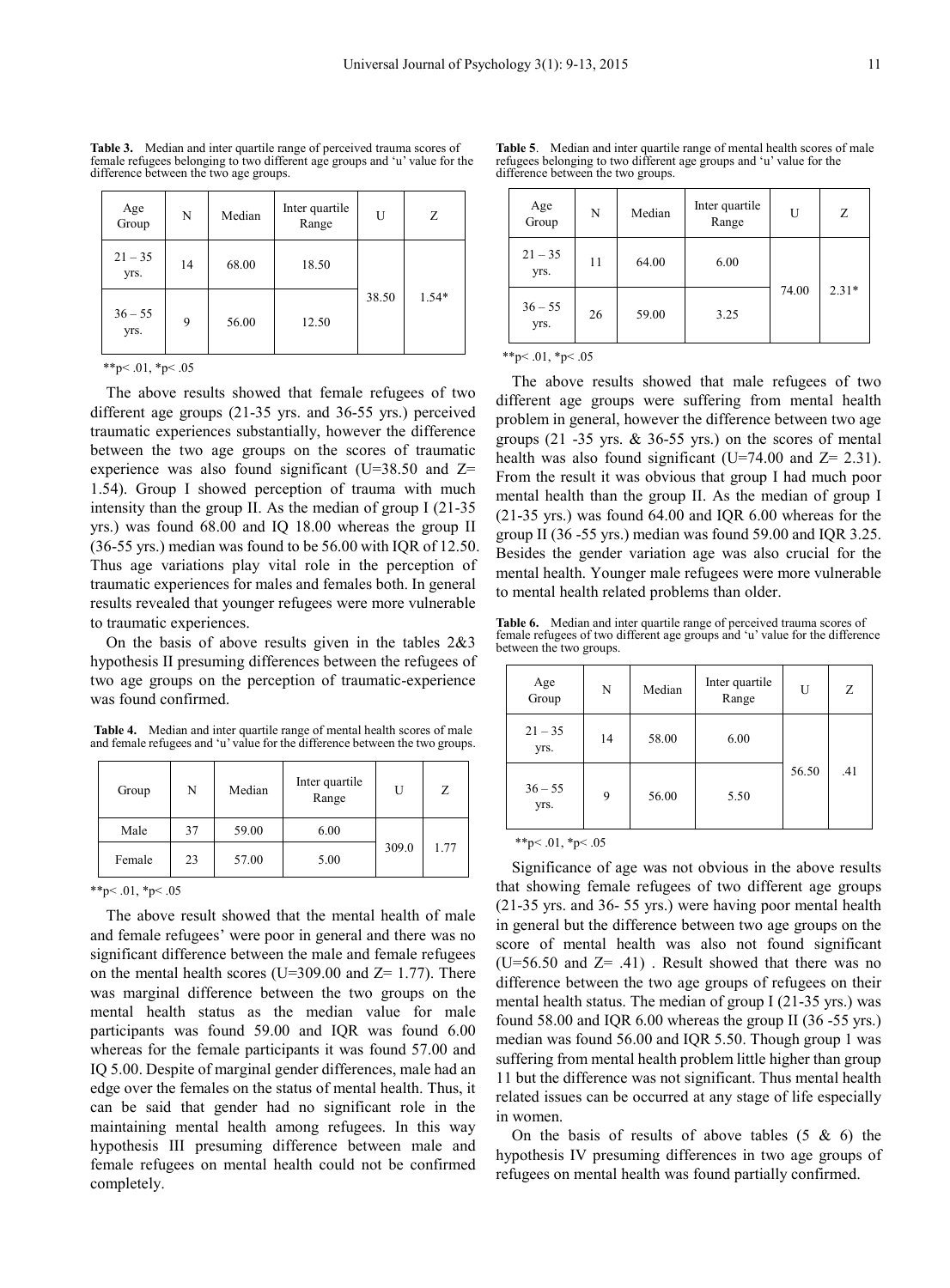**Table 3.** Median and inter quartile range of perceived trauma scores of female refugees belonging to two different age groups and 'u' value for the difference between the two age groups.

| Age Group | N | Median | Inter quartile Range | U | Z |
|---|---|---|---|---|---|
| 21 – 35 yrs. | 14 | 68.00 | 18.50 | 38.50 | 1.54* |
| 36 – 55 yrs. | 9 | 56.00 | 12.50 | | |

**p< .01, *p< .05

The above results showed that female refugees of two different age groups (21-35 yrs. and 36-55 yrs.) perceived traumatic experiences substantially, however the difference between the two age groups on the scores of traumatic experience was also found significant (U=38.50 and Z= 1.54). Group I showed perception of trauma with much intensity than the group II. As the median of group I (21-35 yrs.) was found 68.00 and IQ 18.00 whereas the group II (36-55 yrs.) median was found to be 56.00 with IQR of 12.50. Thus age variations play vital role in the perception of traumatic experiences for males and females both. In general results revealed that younger refugees were more vulnerable to traumatic experiences.

On the basis of above results given in the tables 2&3 hypothesis II presuming differences between the refugees of two age groups on the perception of traumatic-experience was found confirmed.

**Table 4.** Median and inter quartile range of mental health scores of male and female refugees and 'u' value for the difference between the two groups.

| Group | N | Median | Inter quartile Range | U | Z |
|---|---|---|---|---|---|
| Male | 37 | 59.00 | 6.00 | 309.0 | 1.77 |
| Female | 23 | 57.00 | 5.00 | | |

**p< .01, *p< .05

The above result showed that the mental health of male and female refugees' were poor in general and there was no significant difference between the male and female refugees on the mental health scores (U=309.00 and Z= 1.77). There was marginal difference between the two groups on the mental health status as the median value for male participants was found 59.00 and IQR was found 6.00 whereas for the female participants it was found 57.00 and IQ 5.00. Despite of marginal gender differences, male had an edge over the females on the status of mental health. Thus, it can be said that gender had no significant role in the maintaining mental health among refugees. In this way hypothesis III presuming difference between male and female refugees on mental health could not be confirmed completely.

**Table 5**. Median and inter quartile range of mental health scores of male refugees belonging to two different age groups and 'u' value for the difference between the two groups.

| Age Group | N | Median | Inter quartile Range | U | Z |
|---|---|---|---|---|---|
| 21 – 35 yrs. | 11 | 64.00 | 6.00 | 74.00 | 2.31* |
| 36 – 55 yrs. | 26 | 59.00 | 3.25 | | |

**p< .01, *p< .05

The above results showed that male refugees of two different age groups were suffering from mental health problem in general, however the difference between two age groups (21 -35 yrs. & 36-55 yrs.) on the scores of mental health was also found significant (U=74.00 and Z= 2.31). From the result it was obvious that group I had much poor mental health than the group II. As the median of group I (21-35 yrs.) was found 64.00 and IQR 6.00 whereas for the group II (36 -55 yrs.) median was found 59.00 and IQR 3.25. Besides the gender variation age was also crucial for the mental health. Younger male refugees were more vulnerable to mental health related problems than older.

**Table 6.** Median and inter quartile range of perceived trauma scores of female refugees of two different age groups and 'u' value for the difference between the two groups.

| Age Group | N | Median | Inter quartile Range | U | Z |
|---|---|---|---|---|---|
| 21 – 35 yrs. | 14 | 58.00 | 6.00 | 56.50 | .41 |
| 36 – 55 yrs. | 9 | 56.00 | 5.50 | | |

**p< .01, *p< .05

Significance of age was not obvious in the above results that showing female refugees of two different age groups (21-35 yrs. and 36- 55 yrs.) were having poor mental health in general but the difference between two age groups on the score of mental health was also not found significant (U=56.50 and Z= .41) . Result showed that there was no difference between the two age groups of refugees on their mental health status. The median of group I (21-35 yrs.) was found 58.00 and IQR 6.00 whereas the group II (36 -55 yrs.) median was found 56.00 and IQR 5.50. Though group 1 was suffering from mental health problem little higher than group 11 but the difference was not significant. Thus mental health related issues can be occurred at any stage of life especially in women.

On the basis of results of above tables (5 & 6) the hypothesis IV presuming differences in two age groups of refugees on mental health was found partially confirmed.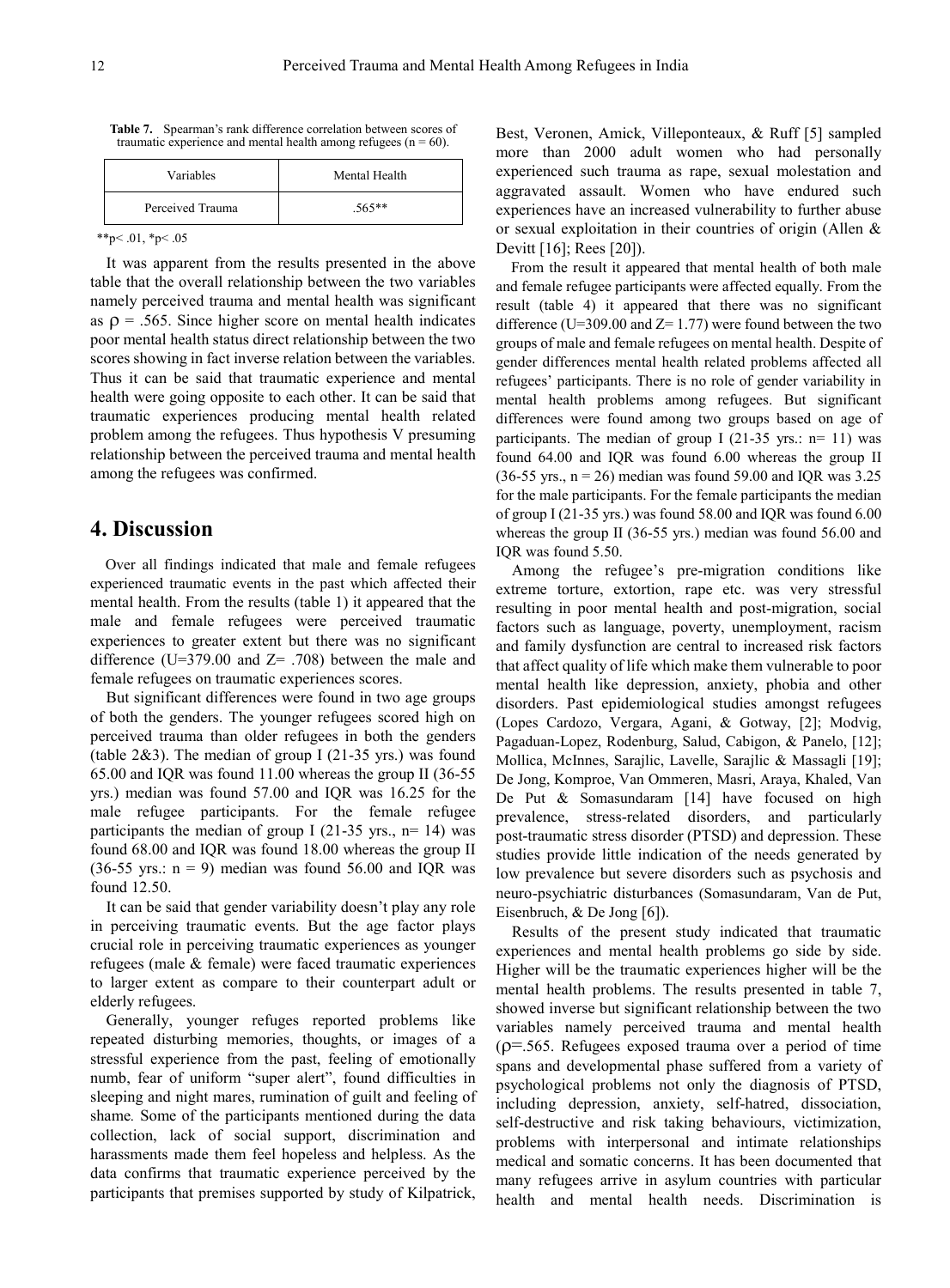**Table 7.** Spearman's rank difference correlation between scores of traumatic experience and mental health among refugees (n = 60).

| Variables | Mental Health |
|---|---|
| Perceived Trauma | .565** |

**p< .01, *p< .05

It was apparent from the results presented in the above table that the overall relationship between the two variables namely perceived trauma and mental health was significant as $\rho$ = .565. Since higher score on mental health indicates poor mental health status direct relationship between the two scores showing in fact inverse relation between the variables. Thus it can be said that traumatic experience and mental health were going opposite to each other. It can be said that traumatic experiences producing mental health related problem among the refugees. Thus hypothesis V presuming relationship between the perceived trauma and mental health among the refugees was confirmed.

## 4. Discussion

Over all findings indicated that male and female refugees experienced traumatic events in the past which affected their mental health. From the results (table 1) it appeared that the male and female refugees were perceived traumatic experiences to greater extent but there was no significant difference (U=379.00 and Z= .708) between the male and female refugees on traumatic experiences scores.

But significant differences were found in two age groups of both the genders. The younger refugees scored high on perceived trauma than older refugees in both the genders (table 2&3). The median of group I (21-35 yrs.) was found 65.00 and IQR was found 11.00 whereas the group II (36-55 yrs.) median was found 57.00 and IQR was 16.25 for the male refugee participants. For the female refugee participants the median of group I (21-35 yrs., n= 14) was found 68.00 and IQR was found 18.00 whereas the group II (36-55 yrs.: n = 9) median was found 56.00 and IQR was found 12.50.

It can be said that gender variability doesn't play any role in perceiving traumatic events. But the age factor plays crucial role in perceiving traumatic experiences as younger refugees (male & female) were faced traumatic experiences to larger extent as compare to their counterpart adult or elderly refugees.

Generally, younger refuges reported problems like repeated disturbing memories, thoughts, or images of a stressful experience from the past, feeling of emotionally numb, fear of uniform "super alert", found difficulties in sleeping and night mares, rumination of guilt and feeling of shame*.* Some of the participants mentioned during the data collection, lack of social support, discrimination and harassments made them feel hopeless and helpless. As the data confirms that traumatic experience perceived by the participants that premises supported by study of Kilpatrick, Best, Veronen, Amick, Villeponteaux, & Ruff [5] sampled more than 2000 adult women who had personally experienced such trauma as rape, sexual molestation and aggravated assault. Women who have endured such experiences have an increased vulnerability to further abuse or sexual exploitation in their countries of origin (Allen & Devitt [16]; Rees [20]).

From the result it appeared that mental health of both male and female refugee participants were affected equally. From the result (table 4) it appeared that there was no significant difference (U=309.00 and Z= 1.77) were found between the two groups of male and female refugees on mental health. Despite of gender differences mental health related problems affected all refugees' participants. There is no role of gender variability in mental health problems among refugees. But significant differences were found among two groups based on age of participants. The median of group I (21-35 yrs.: n= 11) was found 64.00 and IQR was found 6.00 whereas the group II (36-55 yrs., n = 26) median was found 59.00 and IQR was 3.25 for the male participants. For the female participants the median of group I (21-35 yrs.) was found 58.00 and IQR was found 6.00 whereas the group II (36-55 yrs.) median was found 56.00 and IQR was found 5.50.

Among the refugee's pre-migration conditions like extreme torture, extortion, rape etc. was very stressful resulting in poor mental health and post-migration, social factors such as language, poverty, unemployment, racism and family dysfunction are central to increased risk factors that affect quality of life which make them vulnerable to poor mental health like depression, anxiety, phobia and other disorders. Past epidemiological studies amongst refugees (Lopes Cardozo, Vergara, Agani, & Gotway, [2]; Modvig, Pagaduan-Lopez, Rodenburg, Salud, Cabigon, & Panelo, [12]; Mollica, McInnes, Sarajlic, Lavelle, Sarajlic & Massagli [19]; De Jong, Komproe, Van Ommeren, Masri, Araya, Khaled, Van De Put & Somasundaram [14] have focused on high prevalence, stress-related disorders, and particularly post-traumatic stress disorder (PTSD) and depression. These studies provide little indication of the needs generated by low prevalence but severe disorders such as psychosis and neuro-psychiatric disturbances (Somasundaram, Van de Put, Eisenbruch, & De Jong [6]).

Results of the present study indicated that traumatic experiences and mental health problems go side by side. Higher will be the traumatic experiences higher will be the mental health problems. The results presented in table 7, showed inverse but significant relationship between the two variables namely perceived trauma and mental health ($\rho$=.565. Refugees exposed trauma over a period of time spans and developmental phase suffered from a variety of psychological problems not only the diagnosis of PTSD, including depression, anxiety, self-hatred, dissociation, self-destructive and risk taking behaviours, victimization, problems with interpersonal and intimate relationships medical and somatic concerns. It has been documented that many refugees arrive in asylum countries with particular health and mental health needs. Discrimination is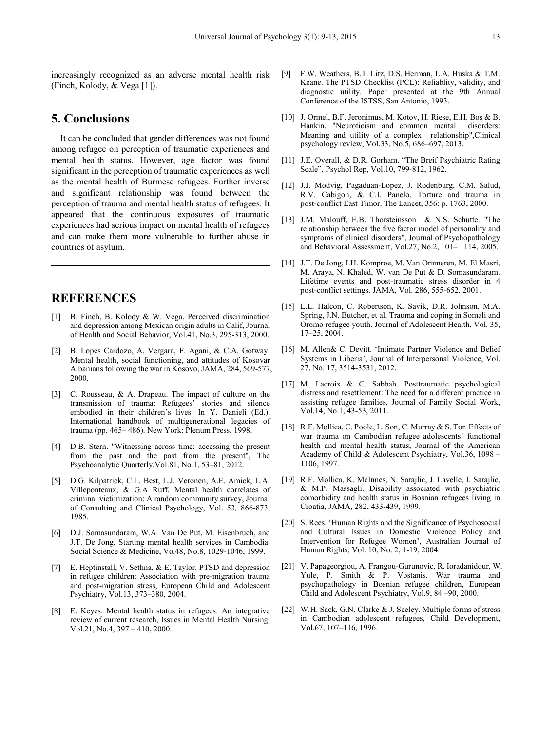increasingly recognized as an adverse mental health risk (Finch, Kolody, & Vega [1]).

## 5. Conclusions

It can be concluded that gender differences was not found among refugee on perception of traumatic experiences and mental health status. However, age factor was found significant in the perception of traumatic experiences as well as the mental health of Burmese refugees. Further inverse and significant relationship was found between the perception of trauma and mental health status of refugees. It appeared that the continuous exposures of traumatic experiences had serious impact on mental health of refugees and can make them more vulnerable to further abuse in countries of asylum.

## REFERENCES

[1] B. Finch, B. Kolody & W. Vega. Perceived discrimination and depression among Mexican origin adults in Calif, Journal of Health and Social Behavior, Vol.41, No.3, 295-313, 2000.

[2] B. Lopes Cardozo, A. Vergara, F. Agani, & C.A. Gotway. Mental health, social functioning, and attitudes of Kosovar Albanians following the war in Kosovo, JAMA, 284, 569-577, 2000.

[3] C. Rousseau, & A. Drapeau. The impact of culture on the transmission of trauma: Refugees' stories and silence embodied in their children's lives. In Y. Danieli (Ed.), International handbook of multigenerational legacies of trauma (pp. 465– 486). New York: Plenum Press, 1998.

[4] D.B. Stern. "Witnessing across time: accessing the present from the past and the past from the present", The Psychoanalytic Quarterly,Vol.81, No.1, 53–81, 2012.

[5] D.G. Kilpatrick, C.L. Best, L.J. Veronen, A.E. Amick, L.A. Villeponteaux, & G.A Ruff. Mental health correlates of criminal victimization: A random community survey, Journal of Consulting and Clinical Psychology, Vol. 53, 866-873, 1985.

[6] D.J. Somasundaram, W.A. Van De Put, M. Eisenbruch, and J.T. De Jong. Starting mental health services in Cambodia. Social Science & Medicine, Vo.48, No.8, 1029-1046, 1999.

[7] E. Heptinstall, V. Sethna, & E. Taylor. PTSD and depression in refugee children: Association with pre-migration trauma and post-migration stress, European Child and Adolescent Psychiatry, Vol.13, 373–380, 2004.

[8] E. Keyes. Mental health status in refugees: An integrative review of current research, Issues in Mental Health Nursing, Vol.21, No.4, 397 – 410, 2000.

[9] F.W. Weathers, B.T. Litz, D.S. Herman, L.A. Huska & T.M. Keane. The PTSD Checklist (PCL): Reliablity, validity, and diagnostic utility. Paper presented at the 9th Annual Conference of the ISTSS, San Antonio, 1993.

[10] J. Ormel, B.F. Jeronimus, M. Kotov, H. Riese, E.H. Bos & B. Hankin. "Neuroticism and common mental disorders: Meaning and utility of a complex relationship",Clinical psychology review, Vol.33, No.5, 686–697, 2013.

[11] J.E. Overall, & D.R. Gorham. "The Breif Psychiatric Rating Scale", Psychol Rep, Vol.10, 799-812, 1962.

[12] J.J. Modvig, Pagaduan-Lopez, J. Rodenburg, C.M. Salud, R.V. Cabigon, & C.I. Panelo. Torture and trauma in post-conflict East Timor. The Lancet, 356: p. 1763, 2000.

[13] J.M. Malouff, E.B. Thorsteinsson & N.S. Schutte. "The relationship between the five factor model of personality and symptoms of clinical disorders", Journal of Psychopathology and Behavioral Assessment, Vol.27, No.2, 101– 114, 2005.

[14] J.T. De Jong, I.H. Komproe, M. Van Ommeren, M. El Masri, M. Araya, N. Khaled, W. van De Put & D. Somasundaram. Lifetime events and post-traumatic stress disorder in 4 post-conflict settings. JAMA, Vol. 286, 555-652, 2001.

[15] L.L. Halcon, C. Robertson, K. Savik, D.R. Johnson, M.A. Spring, J.N. Butcher, et al. Trauma and coping in Somali and Oromo refugee youth. Journal of Adolescent Health, Vol. 35, 17–25, 2004.

[16] M. Allen& C. Devitt. 'Intimate Partner Violence and Belief Systems in Liberia', Journal of Interpersonal Violence, Vol. 27, No. 17, 3514-3531, 2012.

[17] M. Lacroix & C. Sabbah. Posttraumatic psychological distress and resettlement: The need for a different practice in assisting refugee families, Journal of Family Social Work, Vol.14, No.1, 43-53, 2011.

[18] R.F. Mollica, C. Poole, L. Son, C. Murray & S. Tor. Effects of war trauma on Cambodian refugee adolescents' functional health and mental health status, Journal of the American Academy of Child & Adolescent Psychiatry, Vol.36, 1098 – 1106, 1997.

[19] R.F. Mollica, K. McInnes, N. Sarajlic, J. Lavelle, I. Sarajlic, & M.P. Massagli. Disability associated with psychiatric comorbidity and health status in Bosnian refugees living in Croatia, JAMA, 282, 433-439, 1999.

[20] S. Rees. 'Human Rights and the Significance of Psychosocial and Cultural Issues in Domestic Violence Policy and Intervention for Refugee Women', Australian Journal of Human Rights, Vol. 10, No. 2, 1-19, 2004.

[21] V. Papageorgiou, A. Frangou-Gurunovic, R. Ioradanidour, W. Yule, P. Smith & P. Vostanis. War trauma and psychopathology in Bosnian refugee children, European Child and Adolescent Psychiatry, Vol.9, 84 –90, 2000.

[22] W.H. Sack, G.N. Clarke & J. Seeley. Multiple forms of stress in Cambodian adolescent refugees, Child Development, Vol.67, 107–116, 1996.